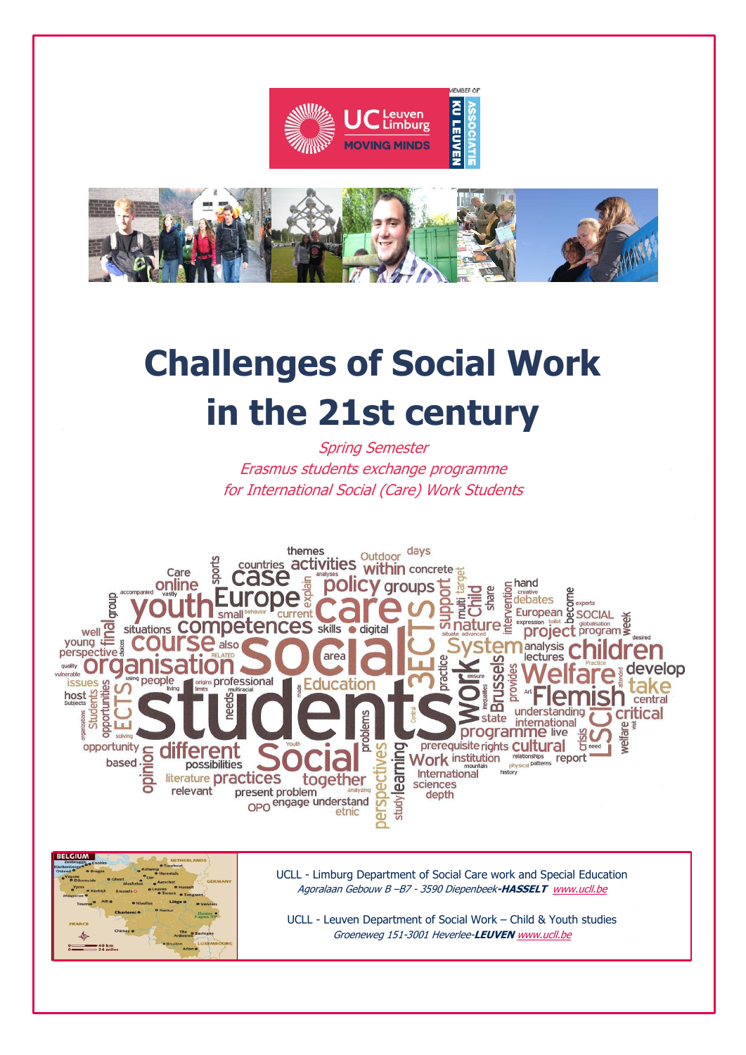# Challenges of Social Work in the 21st century

*Spring Semester*
*Erasmus students exchange programme*
*for International Social (Care) Work Students*

UCLL - Limburg Department of Social Care work and Special Education
*Agoralaan Gebouw B –B7 - 3590 Diepenbeek-**HASSELT** www.ucll.be*

UCLL - Leuven Department of Social Work – Child & Youth studies
*Groeneweg 151-3001 Heverlee-**LEUVEN** www.ucll.be*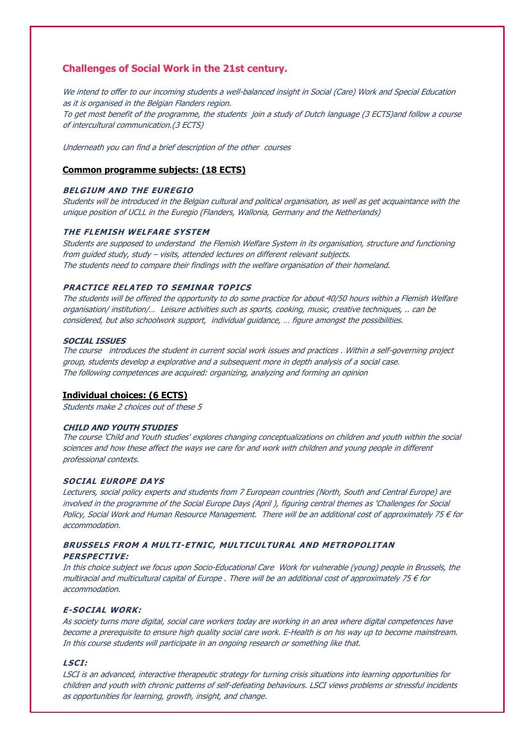## Challenges of Social Work in the 21st century.

*We intend to offer to our incoming students a well-balanced insight in Social (Care) Work and Special Education as it is organised in the Belgian Flanders region.*
*To get most benefit of the programme, the students join a study of Dutch language (3 ECTS)and follow a course of intercultural communication.(3 ECTS)*

*Underneath you can find a brief description of the other courses*

### Common programme subjects: (18 ECTS)

#### BELGIUM AND THE EUREGIO

*Students will be introduced in the Belgian cultural and political organisation, as well as get acquaintance with the unique position of UCLL in the Euregio (Flanders, Wallonia, Germany and the Netherlands)*

#### THE FLEMISH WELFARE SYSTEM

*Students are supposed to understand the Flemish Welfare System in its organisation, structure and functioning from guided study, study – visits, attended lectures on different relevant subjects.*
*The students need to compare their findings with the welfare organisation of their homeland.*

#### PRACTICE RELATED TO SEMINAR TOPICS

*The students will be offered the opportunity to do some practice for about 40/50 hours within a Flemish Welfare organisation/ institution/… Leisure activities such as sports, cooking, music, creative techniques, .. can be considered, but also schoolwork support, individual guidance, … figure amongst the possibilities.*

#### SOCIAL ISSUES

*The course introduces the student in current social work issues and practices . Within a self-governing project group, students develop a explorative and a subsequent more in depth analysis of a social case.*
*The following competences are acquired: organizing, analyzing and forming an opinion*

### Individual choices: (6 ECTS)

*Students make 2 choices out of these 5*

#### CHILD AND YOUTH STUDIES

*The course 'Child and Youth studies' explores changing conceptualizations on children and youth within the social sciences and how these affect the ways we care for and work with children and young people in different professional contexts.*

#### SOCIAL EUROPE DAYS

*Lecturers, social policy experts and students from 7 European countries (North, South and Central Europe) are involved in the programme of the Social Europe Days (April ), figuring central themes as 'Challenges for Social Policy, Social Work and Human Resource Management. There will be an additional cost of approximately 75 € for accommodation.*

#### BRUSSELS FROM A MULTI-ETNIC, MULTICULTURAL AND METROPOLITAN PERSPECTIVE:

*In this choice subject we focus upon Socio-Educational Care Work for vulnerable (young) people in Brussels, the multiracial and multicultural capital of Europe . There will be an additional cost of approximately 75 € for accommodation.*

#### E-SOCIAL WORK:

*As society turns more digital, social care workers today are working in an area where digital competences have become a prerequisite to ensure high quality social care work. E-Health is on his way up to become mainstream. In this course students will participate in an ongoing research or something like that.*

#### LSCI:

*LSCI is an advanced, interactive therapeutic strategy for turning crisis situations into learning opportunities for children and youth with chronic patterns of self-defeating behaviours. LSCI views problems or stressful incidents as opportunities for learning, growth, insight, and change.*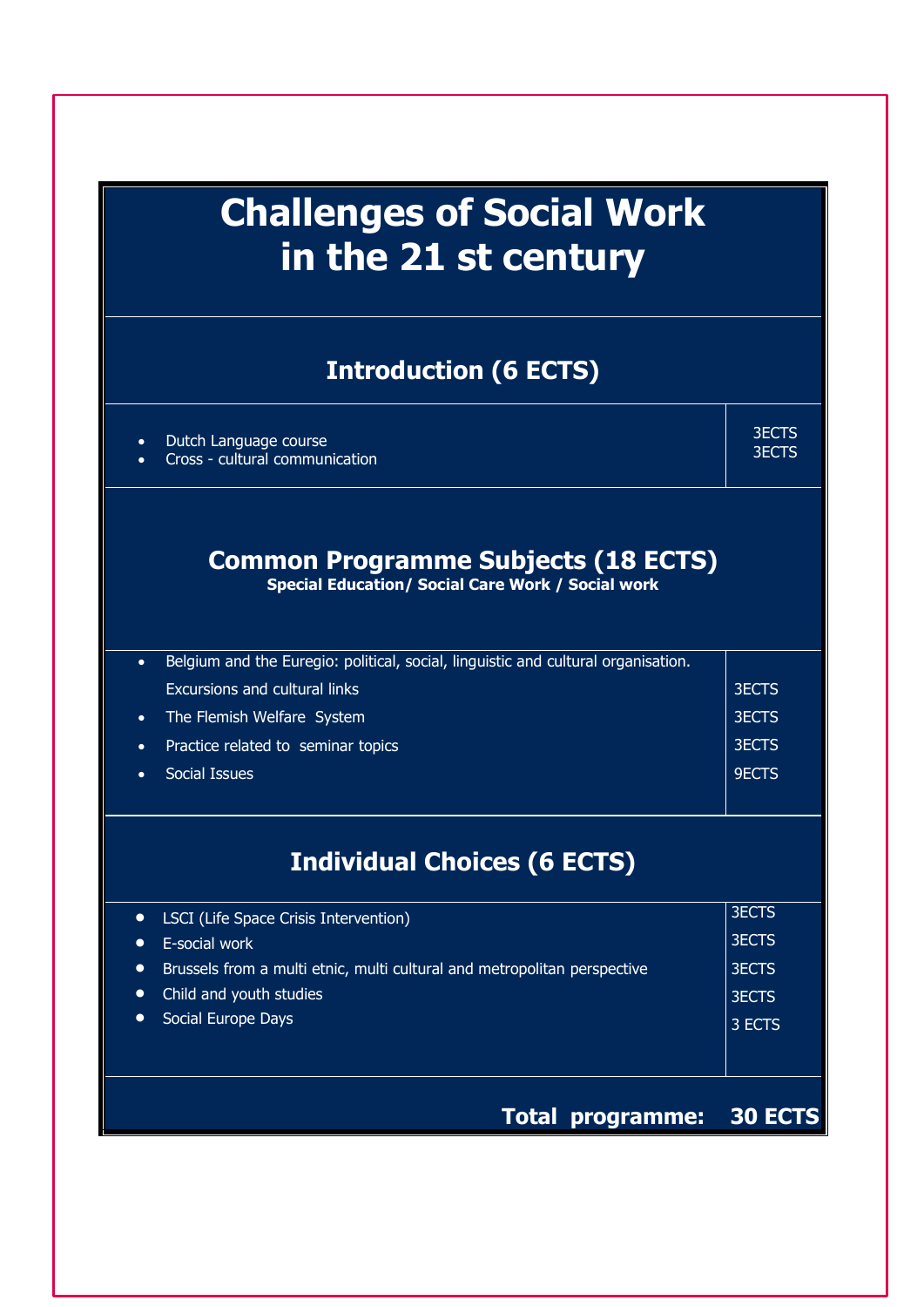# Challenges of Social Work in the 21 st century

## Introduction (6 ECTS)

| Course | ECTS |
| --- | --- |
| Dutch Language course | 3ECTS |
| Cross - cultural communication | 3ECTS |

## Common Programme Subjects (18 ECTS)

**Special Education/ Social Care Work / Social work**

| Course | ECTS |
| --- | --- |
| Belgium and the Euregio: political, social, linguistic and cultural organisation. Excursions and cultural links | 3ECTS |
| The Flemish Welfare System | 3ECTS |
| Practice related to seminar topics | 3ECTS |
| Social Issues | 9ECTS |

## Individual Choices (6 ECTS)

| Course | ECTS |
| --- | --- |
| LSCI (Life Space Crisis Intervention) | 3ECTS |
| E-social work | 3ECTS |
| Brussels from a multi etnic, multi cultural and metropolitan perspective | 3ECTS |
| Child and youth studies | 3ECTS |
| Social Europe Days | 3 ECTS |

**Total programme: 30 ECTS**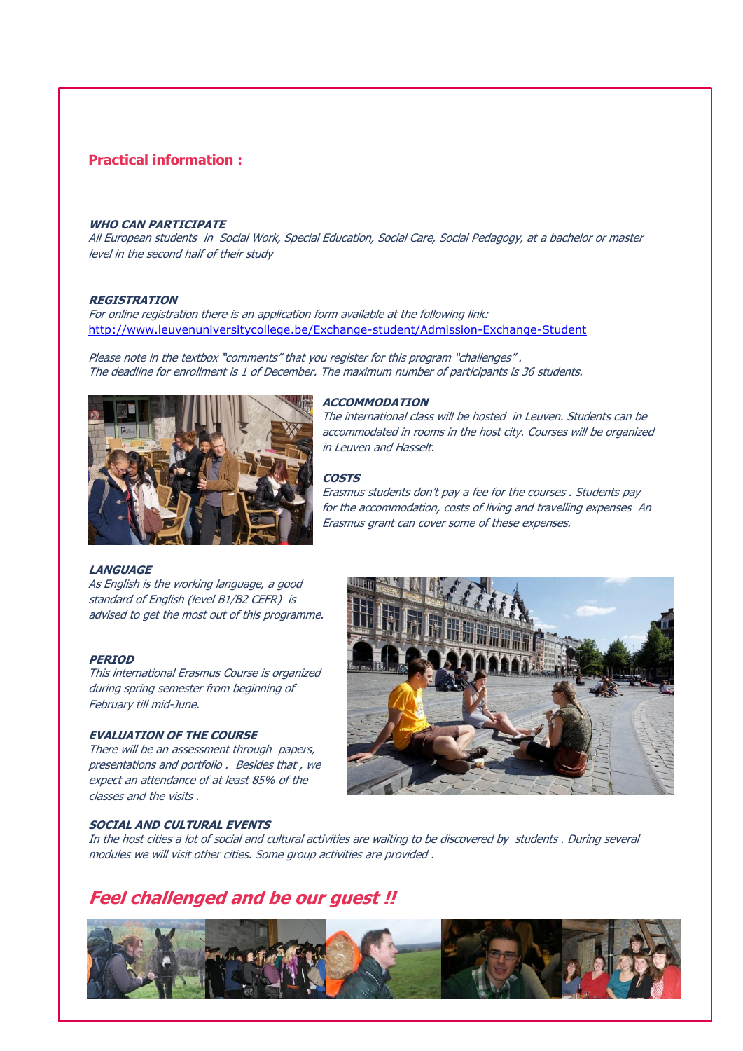## Practical information :

***WHO CAN PARTICIPATE***

*All European students in Social Work, Special Education, Social Care, Social Pedagogy, at a bachelor or master level in the second half of their study*

***REGISTRATION***

*For online registration there is an application form available at the following link:*
http://www.leuvenuniversitycollege.be/Exchange-student/Admission-Exchange-Student

*Please note in the textbox "comments" that you register for this program "challenges" .*
*The deadline for enrollment is 1 of December. The maximum number of participants is 36 students.*

***ACCOMMODATION***

*The international class will be hosted in Leuven. Students can be accommodated in rooms in the host city. Courses will be organized in Leuven and Hasselt.*

***COSTS***

*Erasmus students don't pay a fee for the courses . Students pay for the accommodation, costs of living and travelling expenses An Erasmus grant can cover some of these expenses.*

***LANGUAGE***

*As English is the working language, a good standard of English (level B1/B2 CEFR) is advised to get the most out of this programme.*

***PERIOD***

*This international Erasmus Course is organized during spring semester from beginning of February till mid-June.*

***EVALUATION OF THE COURSE***

*There will be an assessment through papers, presentations and portfolio . Besides that , we expect an attendance of at least 85% of the classes and the visits .*

***SOCIAL AND CULTURAL EVENTS***

*In the host cities a lot of social and cultural activities are waiting to be discovered by students . During several modules we will visit other cities. Some group activities are provided .*

## ***Feel challenged and be our guest !!***